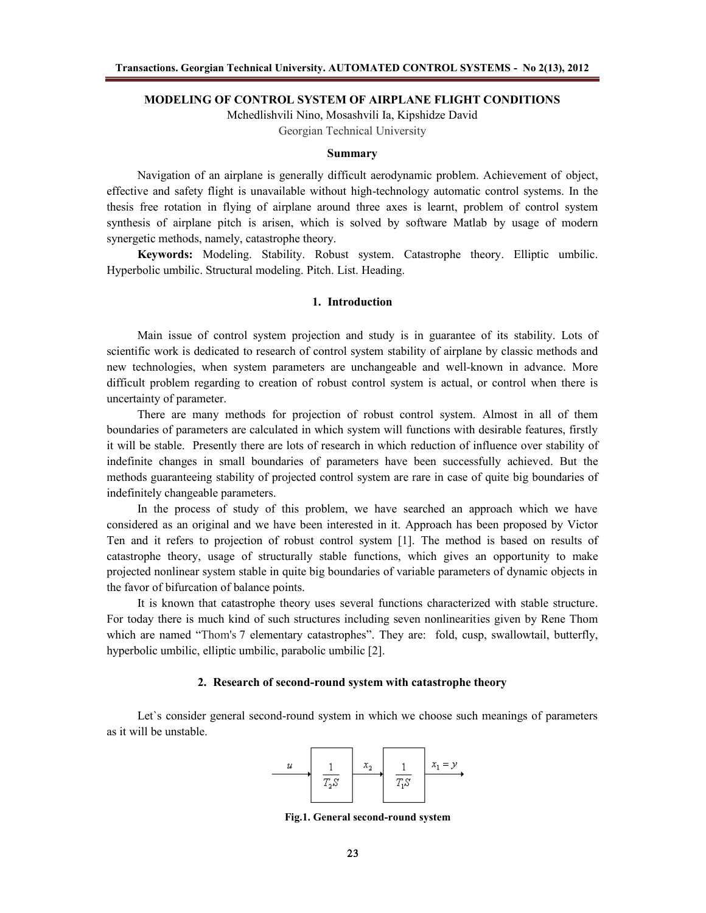# MODELING OF CONTROL SYSTEM OF AIRPLANE FLIGHT CONDITIONS

Mchedlishvili Nino, Mosashvili Ia, Kipshidze David

Georgian Technical University

### Summary

Navigation of an airplane is generally difficult aerodynamic problem. Achievement of object, effective and safety flight is unavailable without high-technology automatic control systems. In the thesis free rotation in flying of airplane around three axes is learnt, problem of control system synthesis of airplane pitch is arisen, which is solved by software Matlab by usage of modern synergetic methods, namely, catastrophe theory.

**Keywords:** Modeling. Stability. Robust system. Catastrophe theory. Elliptic umbilic. Hyperbolic umbilic. Structural modeling. Pitch. List. Heading.

## 1. Introduction

Main issue of control system projection and study is in guarantee of its stability. Lots of scientific work is dedicated to research of control system stability of airplane by classic methods and new technologies, when system parameters are unchangeable and well-known in advance. More difficult problem regarding to creation of robust control system is actual, or control when there is uncertainty of parameter.

There are many methods for projection of robust control system. Almost in all of them boundaries of parameters are calculated in which system will functions with desirable features, firstly it will be stable. Presently there are lots of research in which reduction of influence over stability of indefinite changes in small boundaries of parameters have been successfully achieved. But the methods guaranteeing stability of projected control system are rare in case of quite big boundaries of indefinitely changeable parameters.

In the process of study of this problem, we have searched an approach which we have considered as an original and we have been interested in it. Approach has been proposed by Victor Ten and it refers to projection of robust control system [1]. The method is based on results of catastrophe theory, usage of structurally stable functions, which gives an opportunity to make projected nonlinear system stable in quite big boundaries of variable parameters of dynamic objects in the favor of bifurcation of balance points.

It is known that catastrophe theory uses several functions characterized with stable structure. For today there is much kind of such structures including seven nonlinearities given by Rene Thom which are named "Thom's 7 elementary catastrophes". They are: fold, cusp, swallowtail, butterfly, hyperbolic umbilic, elliptic umbilic, parabolic umbilic [2].

## 2. Research of second-round system with catastrophe theory

Let`s consider general second-round system in which we choose such meanings of parameters as it will be unstable.

$$u \rightarrow \boxed{\frac{1}{T_2 S}} \xrightarrow{x_2} \boxed{\frac{1}{T_1 S}} \xrightarrow{x_1 = y}$$

**Fig.1. General second-round system**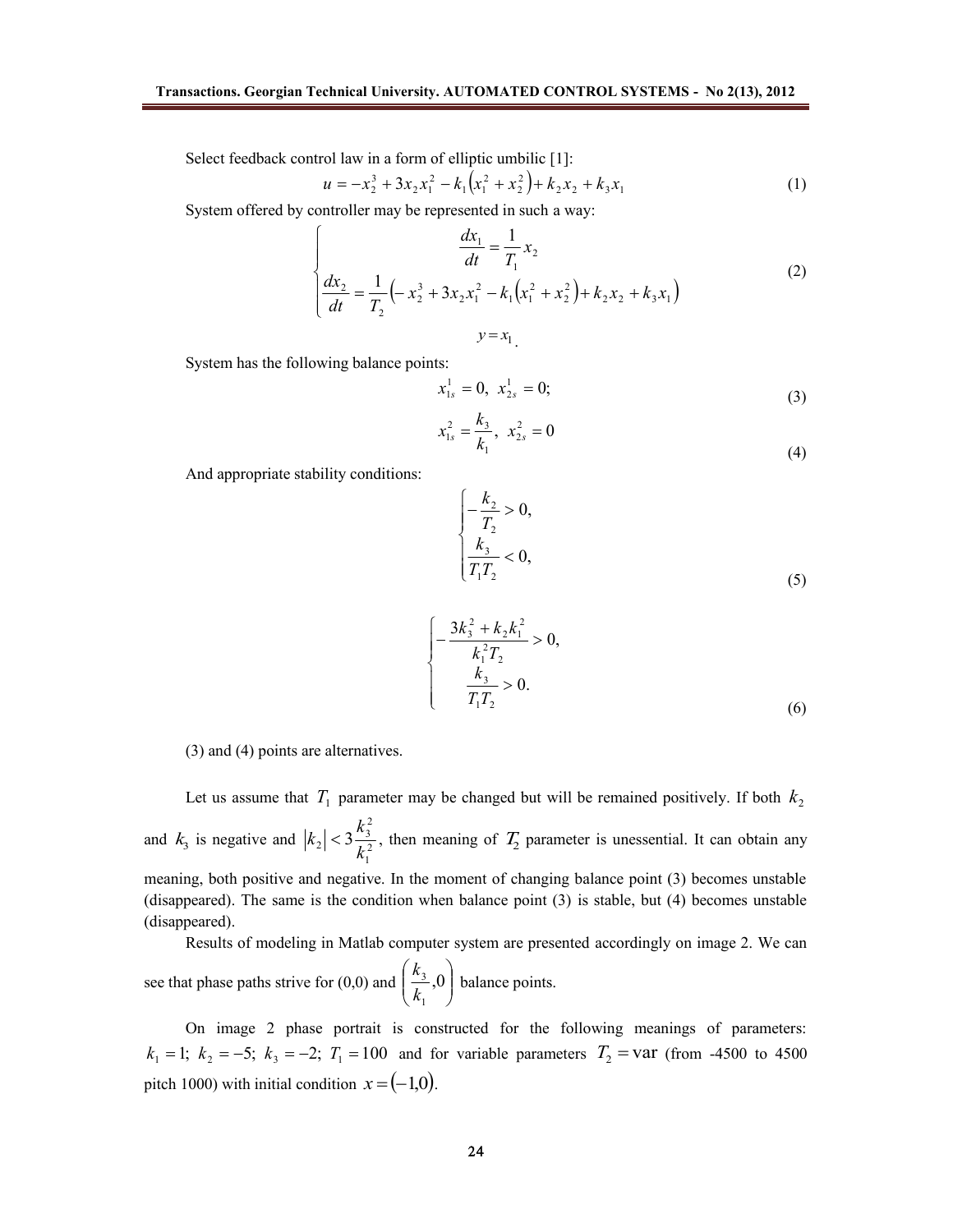Select feedback control law in a form of elliptic umbilic [1]:

$$u = -x_2^3 + 3x_2x_1^2 - k_1\left(x_1^2 + x_2^2\right) + k_2x_2 + k_3x_1 \tag{1}$$

System offered by controller may be represented in such a way:

$$\begin{cases} \dfrac{dx_1}{dt} = \dfrac{1}{T_1}x_2 \\ \dfrac{dx_2}{dt} = \dfrac{1}{T_2}\left(-x_2^3 + 3x_2x_1^2 - k_1\left(x_1^2 + x_2^2\right) + k_2x_2 + k_3x_1\right) \end{cases} \tag{2}$$

$$y = x_1.$$

System has the following balance points:

$$x_{1s}^1 = 0,\ x_{2s}^1 = 0; \tag{3}$$

$$x_{1s}^2 = \frac{k_3}{k_1},\ x_{2s}^2 = 0 \tag{4}$$

And appropriate stability conditions:

$$\begin{cases} -\dfrac{k_2}{T_2} > 0, \\ \dfrac{k_3}{T_1T_2} < 0, \end{cases} \tag{5}$$

$$\begin{cases} -\dfrac{3k_3^2 + k_2k_1^2}{k_1^2T_2} > 0, \\ \dfrac{k_3}{T_1T_2} > 0. \end{cases} \tag{6}$$

(3) and (4) points are alternatives.

Let us assume that $T_1$ parameter may be changed but will be remained positively. If both $k_2$ and $k_3$ is negative and $|k_2| < 3\dfrac{k_3^2}{k_1^2}$, then meaning of $T_2$ parameter is unessential. It can obtain any meaning, both positive and negative. In the moment of changing balance point (3) becomes unstable (disappeared). The same is the condition when balance point (3) is stable, but (4) becomes unstable (disappeared).

Results of modeling in Matlab computer system are presented accordingly on image 2. We can see that phase paths strive for (0,0) and $\left(\dfrac{k_3}{k_1}, 0\right)$ balance points.

On image 2 phase portrait is constructed for the following meanings of parameters: $k_1 = 1;\ k_2 = -5;\ k_3 = -2;\ T_1 = 100$ and for variable parameters $T_2 = \text{var}$ (from -4500 to 4500 pitch 1000) with initial condition $x = (-1{,}0)$.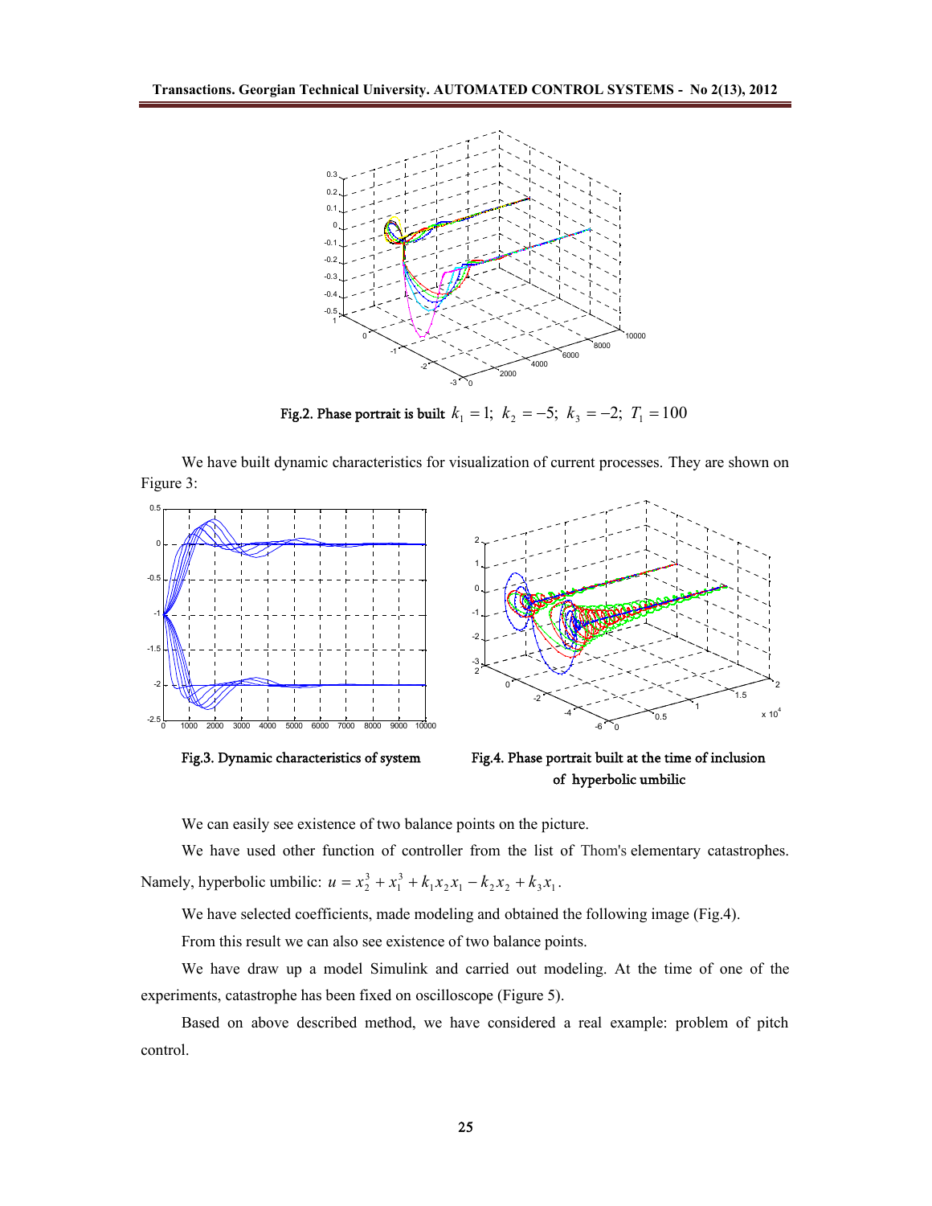Fig.2. Phase portrait is built $k_1 = 1;\ k_2 = -5;\ k_3 = -2;\ T_1 = 100$

We have built dynamic characteristics for visualization of current processes. They are shown on Figure 3:

Fig.3. Dynamic characteristics of system

Fig.4. Phase portrait built at the time of inclusion of hyperbolic umbilic

We can easily see existence of two balance points on the picture.

We have used other function of controller from the list of Thom's elementary catastrophes. Namely, hyperbolic umbilic: $u = x_2^3 + x_1^3 + k_1 x_2 x_1 - k_2 x_2 + k_3 x_1$.

We have selected coefficients, made modeling and obtained the following image (Fig.4).

From this result we can also see existence of two balance points.

We have draw up a model Simulink and carried out modeling. At the time of one of the experiments, catastrophe has been fixed on oscilloscope (Figure 5).

Based on above described method, we have considered a real example: problem of pitch control.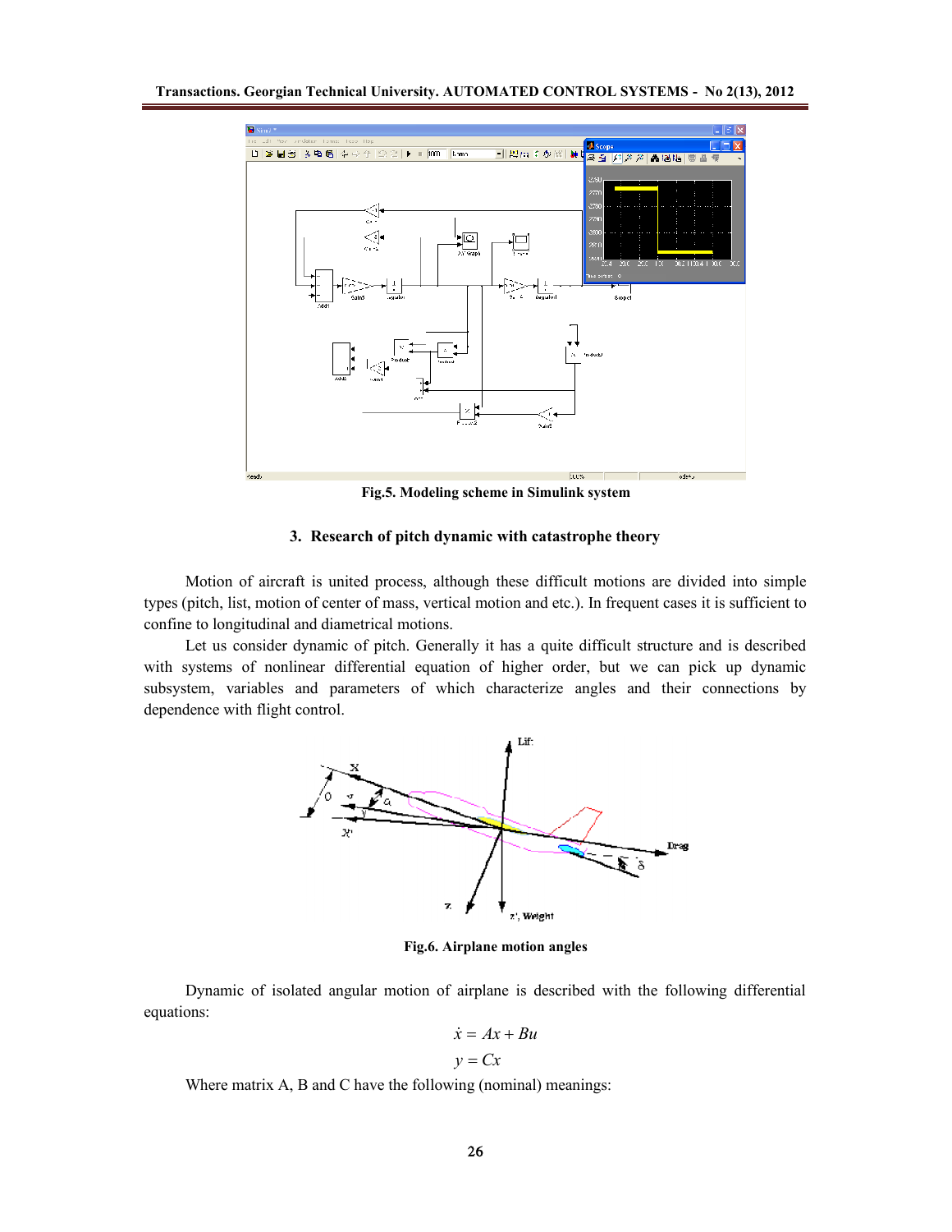Fig.5. Modeling scheme in Simulink system

### 3. Research of pitch dynamic with catastrophe theory

Motion of aircraft is united process, although these difficult motions are divided into simple types (pitch, list, motion of center of mass, vertical motion and etc.). In frequent cases it is sufficient to confine to longitudinal and diametrical motions.

Let us consider dynamic of pitch. Generally it has a quite difficult structure and is described with systems of nonlinear differential equation of higher order, but we can pick up dynamic subsystem, variables and parameters of which characterize angles and their connections by dependence with flight control.

Fig.6. Airplane motion angles

Dynamic of isolated angular motion of airplane is described with the following differential equations:

$$\dot{x} = Ax + Bu$$

$$y = Cx$$

Where matrix A, B and C have the following (nominal) meanings: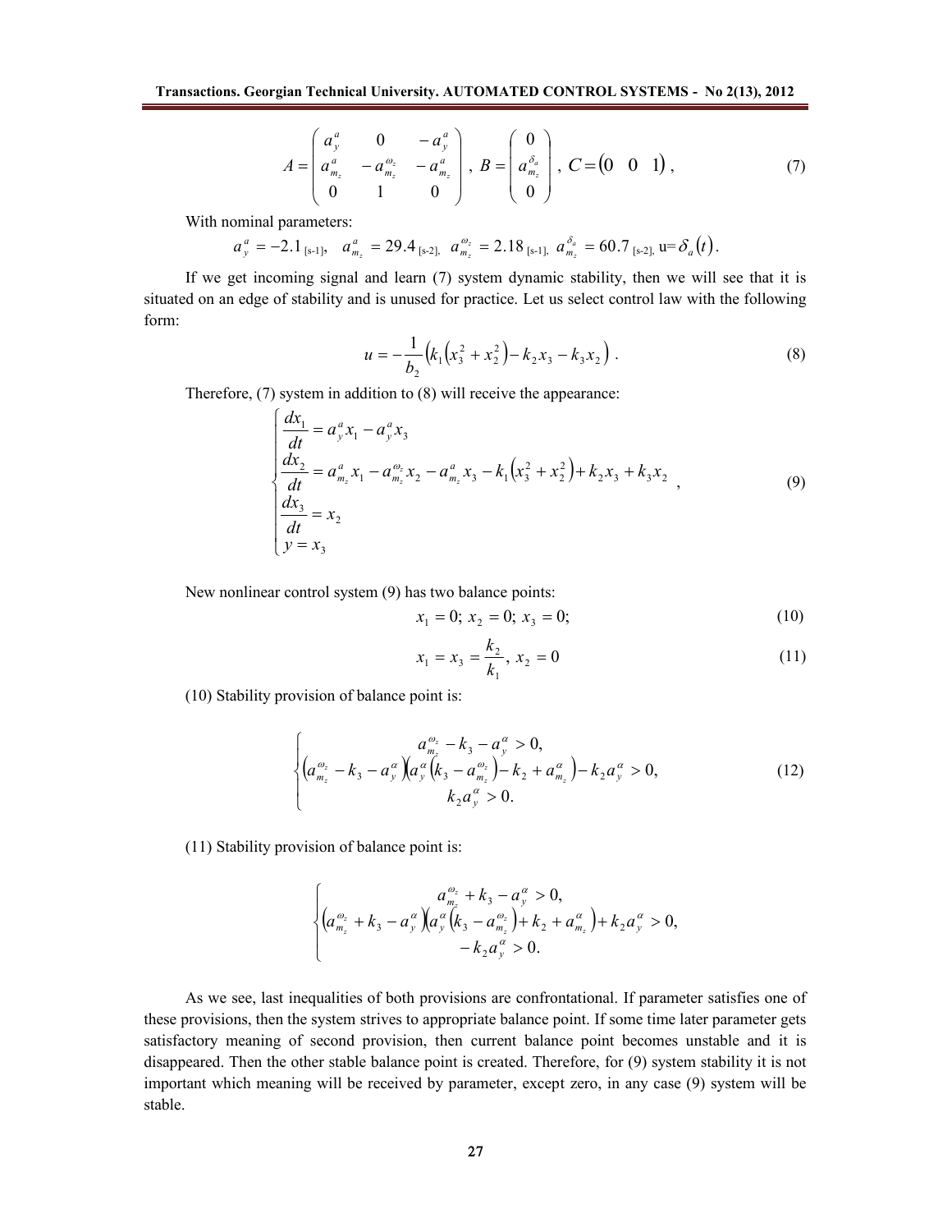$$A = \begin{pmatrix} a_y^a & 0 & -a_y^a \\ a_{m_z}^a & -a_{m_z}^{\omega_z} & -a_{m_z}^a \\ 0 & 1 & 0 \end{pmatrix}, \; B = \begin{pmatrix} 0 \\ a_{m_z}^{\delta_a} \\ 0 \end{pmatrix}, \; C = \begin{pmatrix} 0 & 0 & 1 \end{pmatrix}, \tag{7}$$

With nominal parameters:

$a_y^a = -2.1$ [s-1], $a_{m_z}^a = 29.4$ [s-2], $a_{m_z}^{\omega_z} = 2.18$ [s-1], $a_{m_z}^{\delta_a} = 60.7$ [s-2], u=$\delta_a(t)$.

If we get incoming signal and learn (7) system dynamic stability, then we will see that it is situated on an edge of stability and is unused for practice. Let us select control law with the following form:

$$u = -\frac{1}{b_2}\left(k_1\left(x_3^2 + x_2^2\right) - k_2 x_3 - k_3 x_2\right). \tag{8}$$

Therefore, (7) system in addition to (8) will receive the appearance:

$$\begin{cases} \dfrac{dx_1}{dt} = a_y^a x_1 - a_y^a x_3 \\ \dfrac{dx_2}{dt} = a_{m_z}^a x_1 - a_{m_z}^{\omega_z} x_2 - a_{m_z}^a x_3 - k_1\left(x_3^2 + x_2^2\right) + k_2 x_3 + k_3 x_2 \\ \dfrac{dx_3}{dt} = x_2 \\ y = x_3 \end{cases}, \tag{9}$$

New nonlinear control system (9) has two balance points:

$$x_1 = 0;\; x_2 = 0;\; x_3 = 0; \tag{10}$$

$$x_1 = x_3 = \frac{k_2}{k_1},\; x_2 = 0 \tag{11}$$

(10) Stability provision of balance point is:

$$\begin{cases} a_{m_z}^{\omega_z} - k_3 - a_y^\alpha > 0, \\ \left(a_{m_z}^{\omega_z} - k_3 - a_y^\alpha\right)\left(a_y^\alpha\left(k_3 - a_{m_z}^{\omega_z}\right) - k_2 + a_{m_z}^\alpha\right) - k_2 a_y^\alpha > 0, \\ k_2 a_y^\alpha > 0. \end{cases} \tag{12}$$

(11) Stability provision of balance point is:

$$\begin{cases} a_{m_z}^{\omega_z} + k_3 - a_y^\alpha > 0, \\ \left(a_{m_z}^{\omega_z} + k_3 - a_y^\alpha\right)\left(a_y^\alpha\left(k_3 - a_{m_z}^{\omega_z}\right) + k_2 + a_{m_z}^\alpha\right) + k_2 a_y^\alpha > 0, \\ -k_2 a_y^\alpha > 0. \end{cases}$$

As we see, last inequalities of both provisions are confrontational. If parameter satisfies one of these provisions, then the system strives to appropriate balance point. If some time later parameter gets satisfactory meaning of second provision, then current balance point becomes unstable and it is disappeared. Then the other stable balance point is created. Therefore, for (9) system stability it is not important which meaning will be received by parameter, except zero, in any case (9) system will be stable.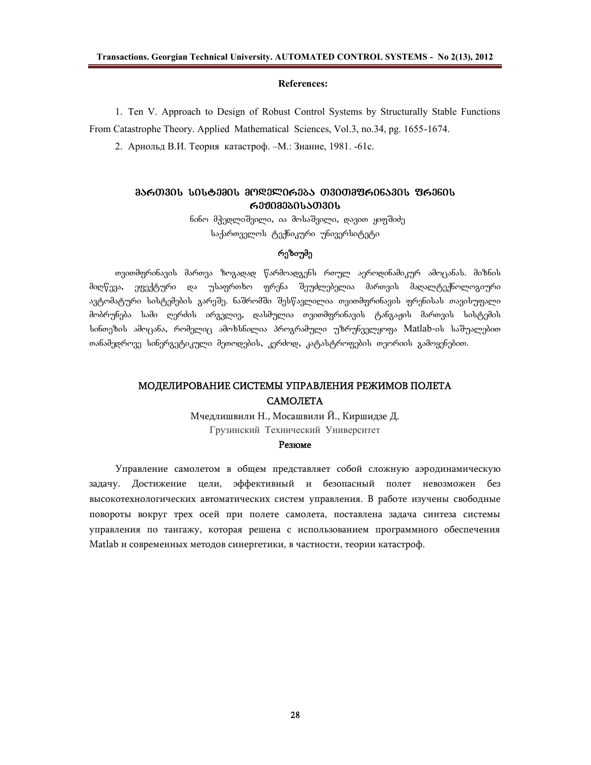**References:**

1. Ten V. Approach to Design of Robust Control Systems by Structurally Stable Functions From Catastrophe Theory. Applied Mathematical Sciences, Vol.3, no.34, pg. 1655-1674.

2. Арнольд В.И. Теория катастроф. –М.: Знание, 1981. -61с.

## მართვის სისტემის მოდელირება თვითმფრინავის ფრენის რეჟიმებისათვის

ნინო მჭედლიშვილი, ია მოსაშვილი, დავით ყიფშიძე

საქართველოს ტექნიკური უნივერსიტეტი

**რეზიუმე**

თვითმფრინავის მართვა ზოგადად წარმოადგენს რთულ აეროდინამიკურ ამოცანას. მიზნის მიღწევა, ეფექტური და უსაფრთხო ფრენა შეუძლებელია მართვის მაღალტექნოლოგიური ავტომატური სისტემების გარეშე. ნაშრომში შესწავლილია თვითმფრინავის ფრენისას თავისუფალი მობრუნება სამი ღერძის ირგვლივ, დასმულია თვითმფრინავის ტანგაჟის მართვის სისტემის სინთეზის ამოცანა, რომელიც ამოხსნილია პროგრამული უზრუნველყოფა Matlab-ის საშუალებით თანამედროვე სინერგეტიკული მეთოდების, კერძოდ, კატასტროფების თეორიის გამოყენებით.

## МОДЕЛИРОВАНИЕ СИСТЕМЫ УПРАВЛЕНИЯ РЕЖИМОВ ПОЛЕТА САМОЛЕТА

Мчедлишвили Н., Мосашвили Й., Киршидзе Д.

Грузинский Технический Университет

**Резюме**

Управление самолетом в общем представляет собой сложную аэродинамическую задачу. Достижение цели, эффективный и безопасный полет невозможен без высокотехнологических автоматических систем управления. В работе изучены свободные повороты вокруг трех осей при полете самолета, поставлена задача синтеза системы управления по тангажу, которая решена с использованием программного обеспечения Matlab и современных методов синергетики, в частности, теории катастроф.